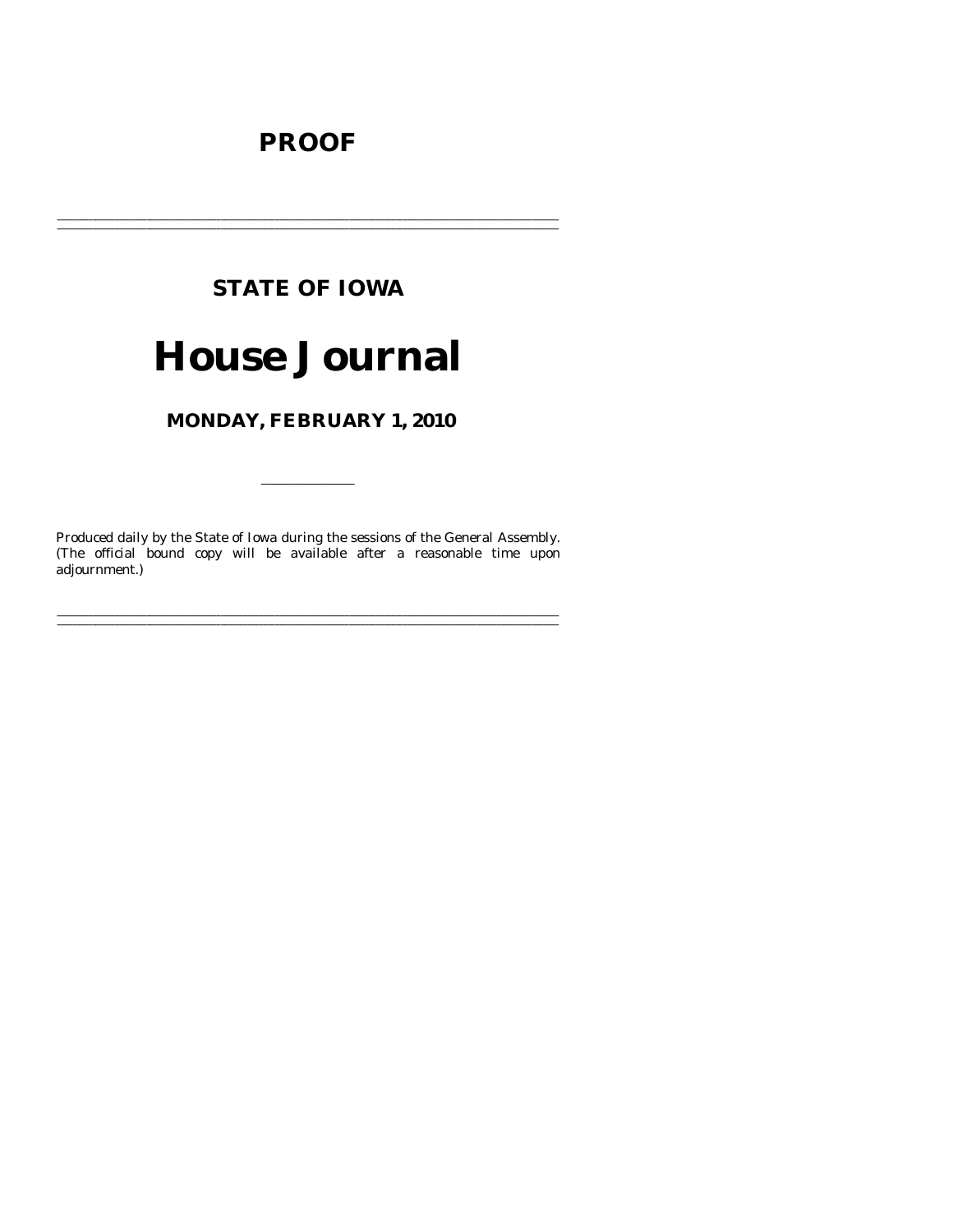# PROOF

---

## STATE OF IOWA

# House Journal

## MONDAY, FEBRUARY 1, 2010

---

Produced daily by the State of Iowa during the sessions of the General Assembly. (The official bound copy will be available after a reasonable time upon adjournment.)

---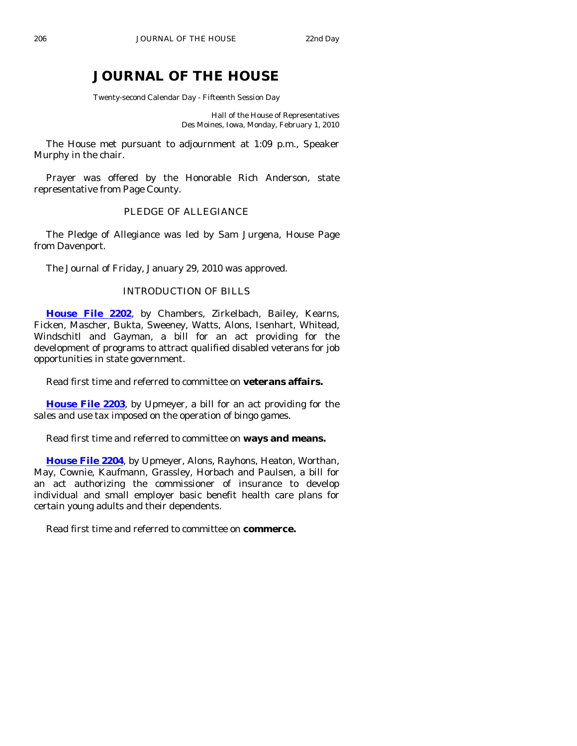# JOURNAL OF THE HOUSE

Twenty-second Calendar Day - Fifteenth Session Day

Hall of the House of Representatives
Des Moines, Iowa, Monday, February 1, 2010

The House met pursuant to adjournment at 1:09 p.m., Speaker Murphy in the chair.

Prayer was offered by the Honorable Rich Anderson, state representative from Page County.

## PLEDGE OF ALLEGIANCE

The Pledge of Allegiance was led by Sam Jurgena, House Page from Davenport.

The Journal of Friday, January 29, 2010 was approved.

## INTRODUCTION OF BILLS

**House File 2202**, by Chambers, Zirkelbach, Bailey, Kearns, Ficken, Mascher, Bukta, Sweeney, Watts, Alons, Isenhart, Whitead, Windschitl and Gayman, a bill for an act providing for the development of programs to attract qualified disabled veterans for job opportunities in state government.

Read first time and referred to committee on **veterans affairs.**

**House File 2203**, by Upmeyer, a bill for an act providing for the sales and use tax imposed on the operation of bingo games.

Read first time and referred to committee on **ways and means.**

**House File 2204**, by Upmeyer, Alons, Rayhons, Heaton, Worthan, May, Cownie, Kaufmann, Grassley, Horbach and Paulsen, a bill for an act authorizing the commissioner of insurance to develop individual and small employer basic benefit health care plans for certain young adults and their dependents.

Read first time and referred to committee on **commerce.**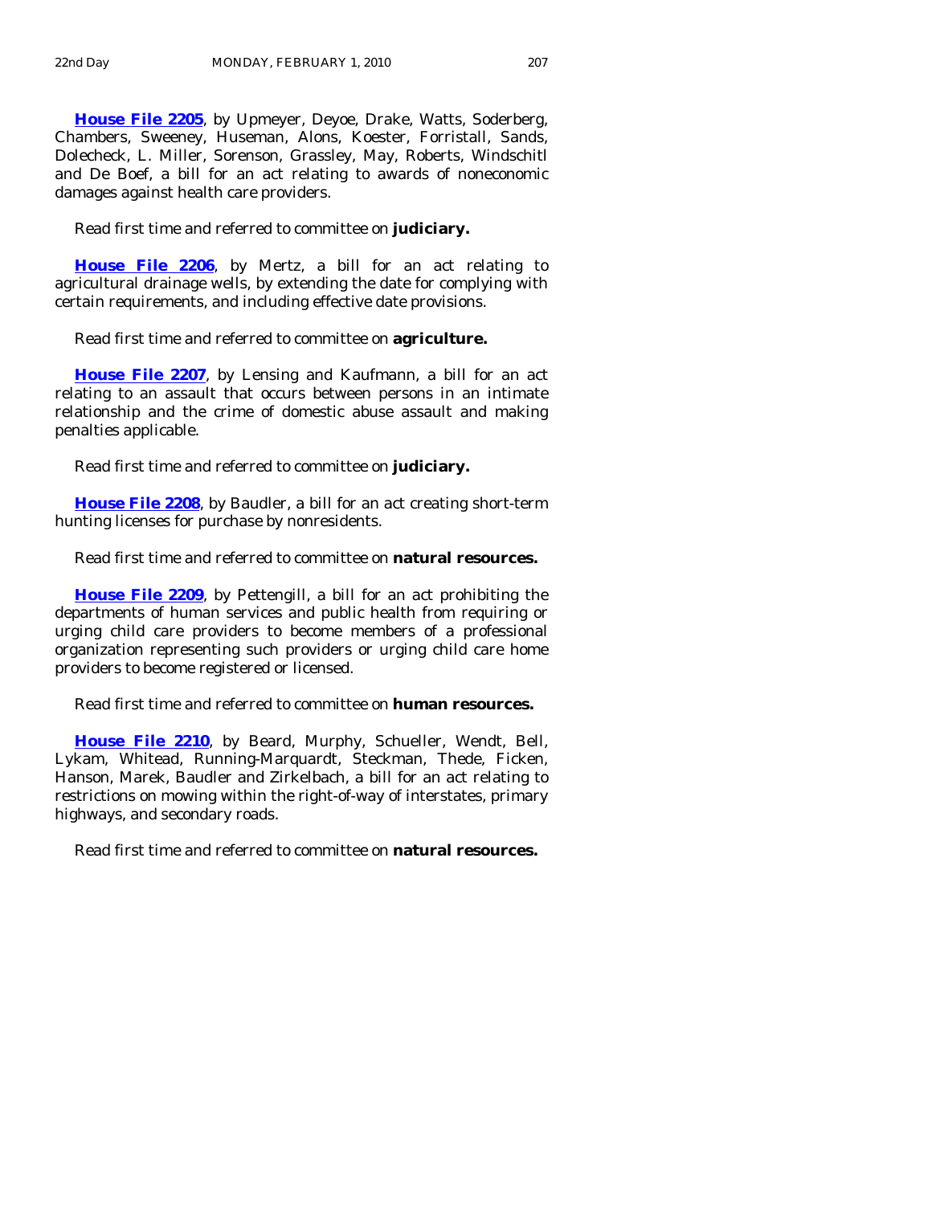**House File 2205**, by Upmeyer, Deyoe, Drake, Watts, Soderberg, Chambers, Sweeney, Huseman, Alons, Koester, Forristall, Sands, Dolecheck, L. Miller, Sorenson, Grassley, May, Roberts, Windschitl and De Boef, a bill for an act relating to awards of noneconomic damages against health care providers.

Read first time and referred to committee on **judiciary.**

**House File 2206**, by Mertz, a bill for an act relating to agricultural drainage wells, by extending the date for complying with certain requirements, and including effective date provisions.

Read first time and referred to committee on **agriculture.**

**House File 2207**, by Lensing and Kaufmann, a bill for an act relating to an assault that occurs between persons in an intimate relationship and the crime of domestic abuse assault and making penalties applicable.

Read first time and referred to committee on **judiciary.**

**House File 2208**, by Baudler, a bill for an act creating short-term hunting licenses for purchase by nonresidents.

Read first time and referred to committee on **natural resources.**

**House File 2209**, by Pettengill, a bill for an act prohibiting the departments of human services and public health from requiring or urging child care providers to become members of a professional organization representing such providers or urging child care home providers to become registered or licensed.

Read first time and referred to committee on **human resources.**

**House File 2210**, by Beard, Murphy, Schueller, Wendt, Bell, Lykam, Whitead, Running-Marquardt, Steckman, Thede, Ficken, Hanson, Marek, Baudler and Zirkelbach, a bill for an act relating to restrictions on mowing within the right-of-way of interstates, primary highways, and secondary roads.

Read first time and referred to committee on **natural resources.**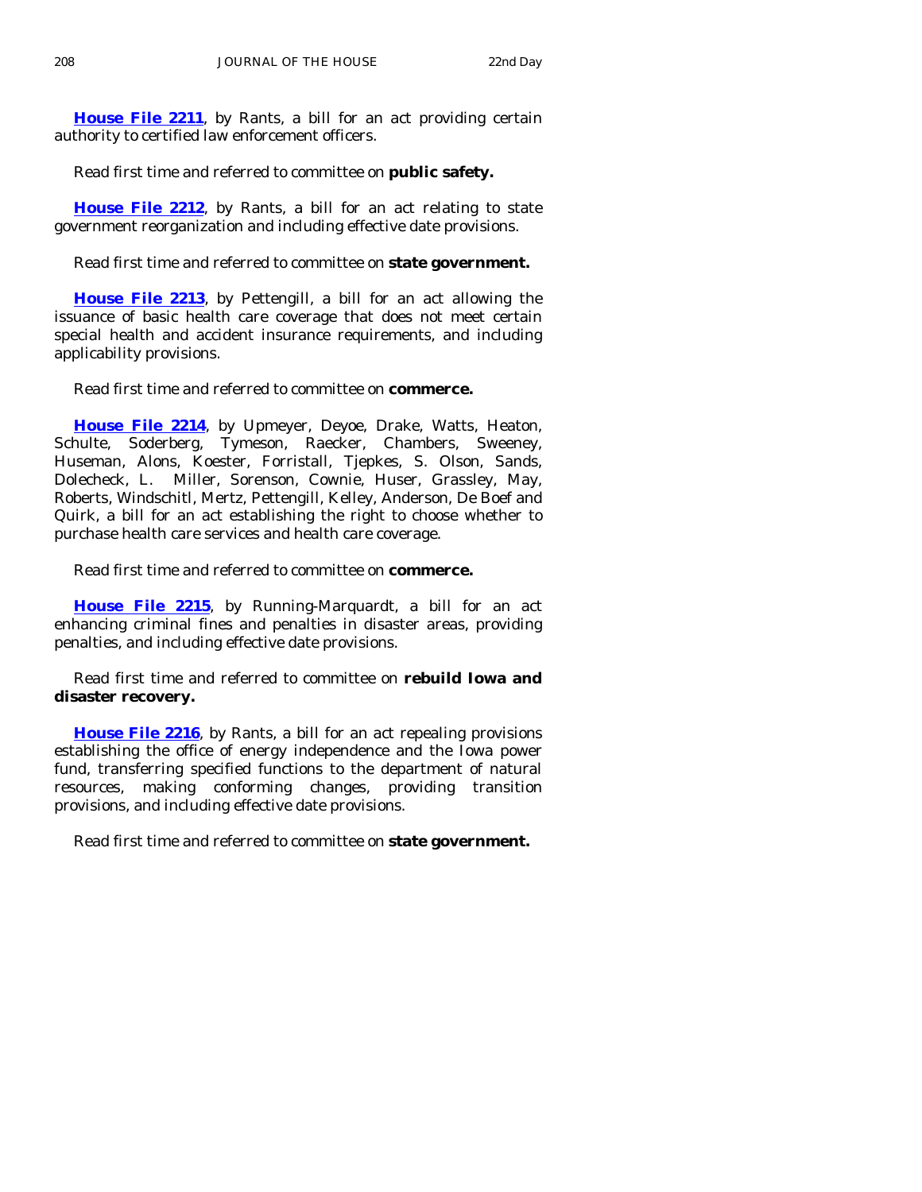**House File 2211**, by Rants, a bill for an act providing certain authority to certified law enforcement officers.

Read first time and referred to committee on **public safety.**

**House File 2212**, by Rants, a bill for an act relating to state government reorganization and including effective date provisions.

Read first time and referred to committee on **state government.**

**House File 2213**, by Pettengill, a bill for an act allowing the issuance of basic health care coverage that does not meet certain special health and accident insurance requirements, and including applicability provisions.

Read first time and referred to committee on **commerce.**

**House File 2214**, by Upmeyer, Deyoe, Drake, Watts, Heaton, Schulte, Soderberg, Tymeson, Raecker, Chambers, Sweeney, Huseman, Alons, Koester, Forristall, Tjepkes, S. Olson, Sands, Dolecheck, L. Miller, Sorenson, Cownie, Huser, Grassley, May, Roberts, Windschitl, Mertz, Pettengill, Kelley, Anderson, De Boef and Quirk, a bill for an act establishing the right to choose whether to purchase health care services and health care coverage.

Read first time and referred to committee on **commerce.**

**House File 2215**, by Running-Marquardt, a bill for an act enhancing criminal fines and penalties in disaster areas, providing penalties, and including effective date provisions.

Read first time and referred to committee on **rebuild Iowa and disaster recovery.**

**House File 2216**, by Rants, a bill for an act repealing provisions establishing the office of energy independence and the Iowa power fund, transferring specified functions to the department of natural resources, making conforming changes, providing transition provisions, and including effective date provisions.

Read first time and referred to committee on **state government.**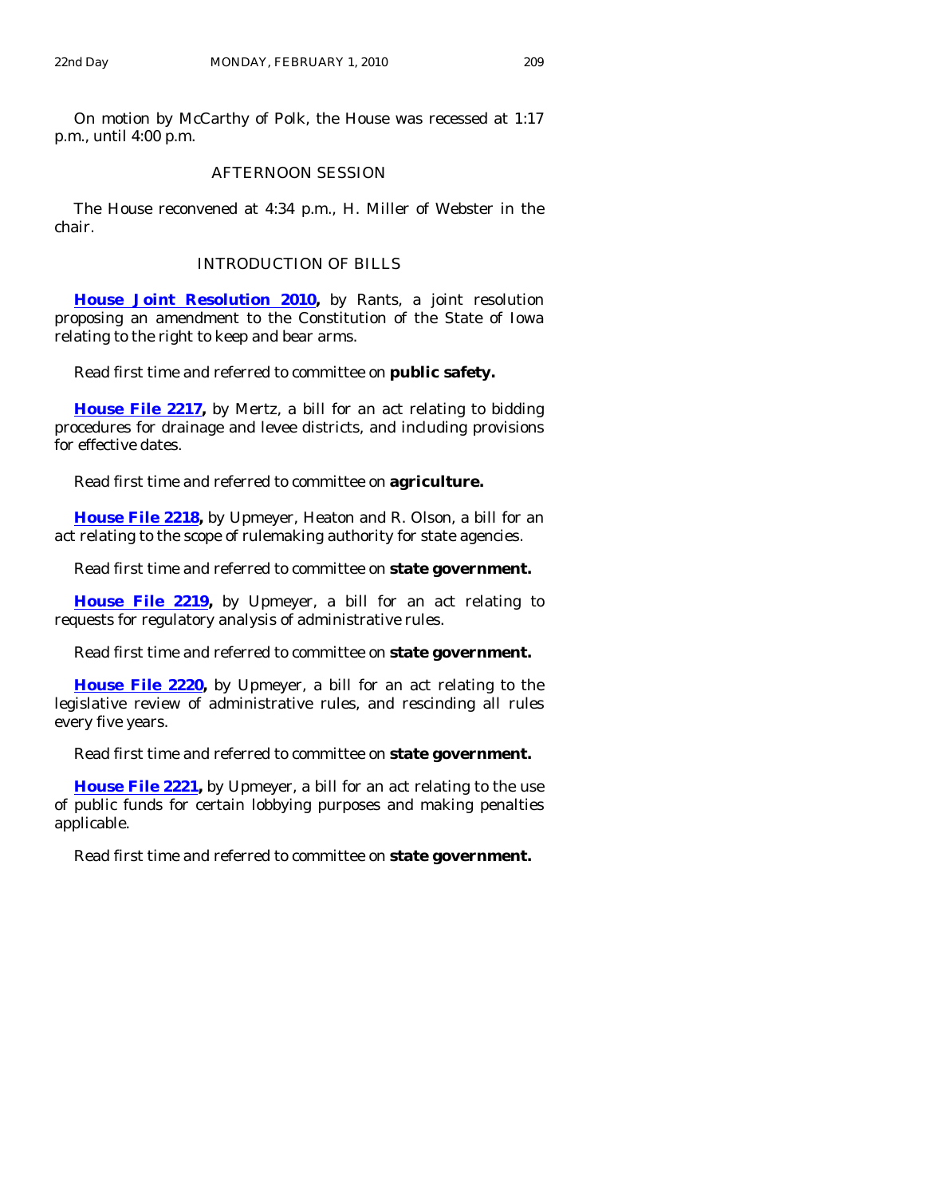On motion by McCarthy of Polk, the House was recessed at 1:17 p.m., until 4:00 p.m.

## AFTERNOON SESSION

The House reconvened at 4:34 p.m., H. Miller of Webster in the chair.

## INTRODUCTION OF BILLS

**House Joint Resolution 2010,** by Rants, a joint resolution proposing an amendment to the Constitution of the State of Iowa relating to the right to keep and bear arms.

Read first time and referred to committee on **public safety.**

**House File 2217,** by Mertz, a bill for an act relating to bidding procedures for drainage and levee districts, and including provisions for effective dates.

Read first time and referred to committee on **agriculture.**

**House File 2218,** by Upmeyer, Heaton and R. Olson, a bill for an act relating to the scope of rulemaking authority for state agencies.

Read first time and referred to committee on **state government.**

**House File 2219,** by Upmeyer, a bill for an act relating to requests for regulatory analysis of administrative rules.

Read first time and referred to committee on **state government.**

**House File 2220,** by Upmeyer, a bill for an act relating to the legislative review of administrative rules, and rescinding all rules every five years.

Read first time and referred to committee on **state government.**

**House File 2221,** by Upmeyer, a bill for an act relating to the use of public funds for certain lobbying purposes and making penalties applicable.

Read first time and referred to committee on **state government.**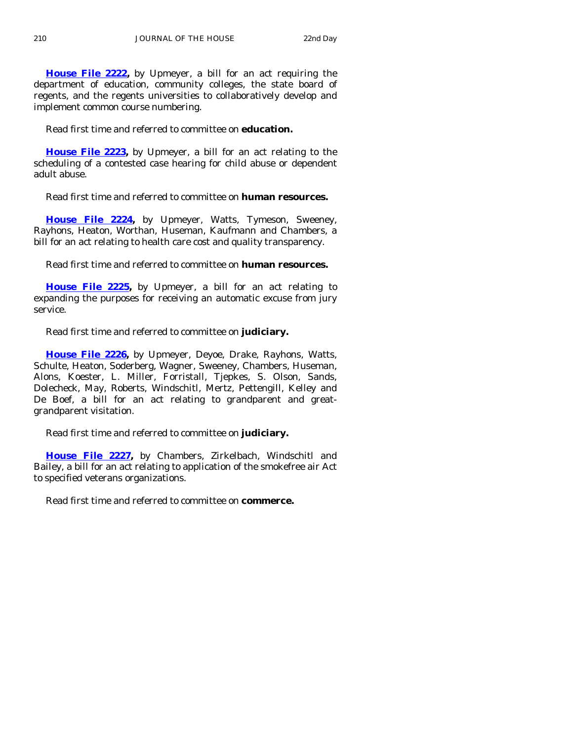**House File 2222,** by Upmeyer, a bill for an act requiring the department of education, community colleges, the state board of regents, and the regents universities to collaboratively develop and implement common course numbering.

Read first time and referred to committee on **education.**

**House File 2223,** by Upmeyer, a bill for an act relating to the scheduling of a contested case hearing for child abuse or dependent adult abuse.

Read first time and referred to committee on **human resources.**

**House File 2224,** by Upmeyer, Watts, Tymeson, Sweeney, Rayhons, Heaton, Worthan, Huseman, Kaufmann and Chambers, a bill for an act relating to health care cost and quality transparency.

Read first time and referred to committee on **human resources.**

**House File 2225,** by Upmeyer, a bill for an act relating to expanding the purposes for receiving an automatic excuse from jury service.

Read first time and referred to committee on **judiciary.**

**House File 2226,** by Upmeyer, Deyoe, Drake, Rayhons, Watts, Schulte, Heaton, Soderberg, Wagner, Sweeney, Chambers, Huseman, Alons, Koester, L. Miller, Forristall, Tjepkes, S. Olson, Sands, Dolecheck, May, Roberts, Windschitl, Mertz, Pettengill, Kelley and De Boef, a bill for an act relating to grandparent and great-grandparent visitation.

Read first time and referred to committee on **judiciary.**

**House File 2227,** by Chambers, Zirkelbach, Windschitl and Bailey, a bill for an act relating to application of the smokefree air Act to specified veterans organizations.

Read first time and referred to committee on **commerce.**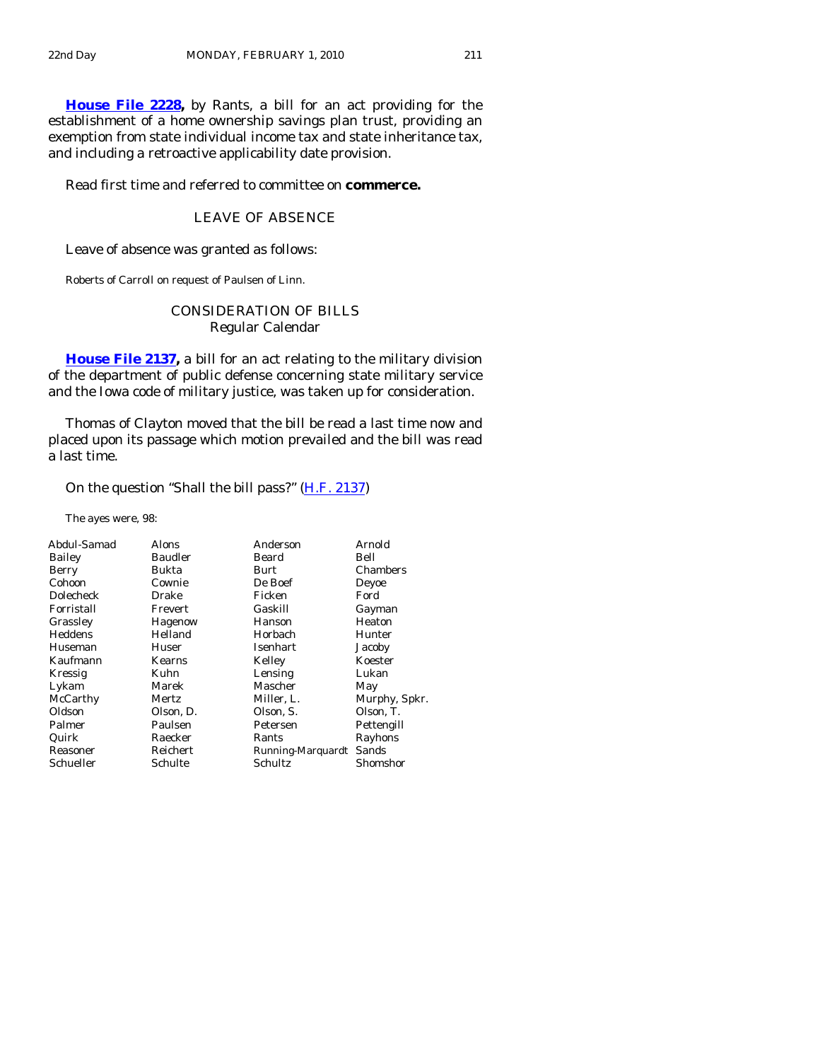**House File 2228,** by Rants, a bill for an act providing for the establishment of a home ownership savings plan trust, providing an exemption from state individual income tax and state inheritance tax, and including a retroactive applicability date provision.

Read first time and referred to committee on **commerce.**

## LEAVE OF ABSENCE

Leave of absence was granted as follows:

Roberts of Carroll on request of Paulsen of Linn.

## CONSIDERATION OF BILLS
### Regular Calendar

**House File 2137,** a bill for an act relating to the military division of the department of public defense concerning state military service and the Iowa code of military justice, was taken up for consideration.

Thomas of Clayton moved that the bill be read a last time now and placed upon its passage which motion prevailed and the bill was read a last time.

On the question "Shall the bill pass?" (H.F. 2137)

The ayes were, 98:

| | | | |
|---|---|---|---|
| Abdul-Samad | Alons | Anderson | Arnold |
| Bailey | Baudler | Beard | Bell |
| Berry | Bukta | Burt | Chambers |
| Cohoon | Cownie | De Boef | Deyoe |
| Dolecheck | Drake | Ficken | Ford |
| Forristall | Frevert | Gaskill | Gayman |
| Grassley | Hagenow | Hanson | Heaton |
| Heddens | Helland | Horbach | Hunter |
| Huseman | Huser | Isenhart | Jacoby |
| Kaufmann | Kearns | Kelley | Koester |
| Kressig | Kuhn | Lensing | Lukan |
| Lykam | Marek | Mascher | May |
| McCarthy | Mertz | Miller, L. | Murphy, Spkr. |
| Oldson | Olson, D. | Olson, S. | Olson, T. |
| Palmer | Paulsen | Petersen | Pettengill |
| Quirk | Raecker | Rants | Rayhons |
| Reasoner | Reichert | Running-Marquardt | Sands |
| Schueller | Schulte | Schultz | Shomshor |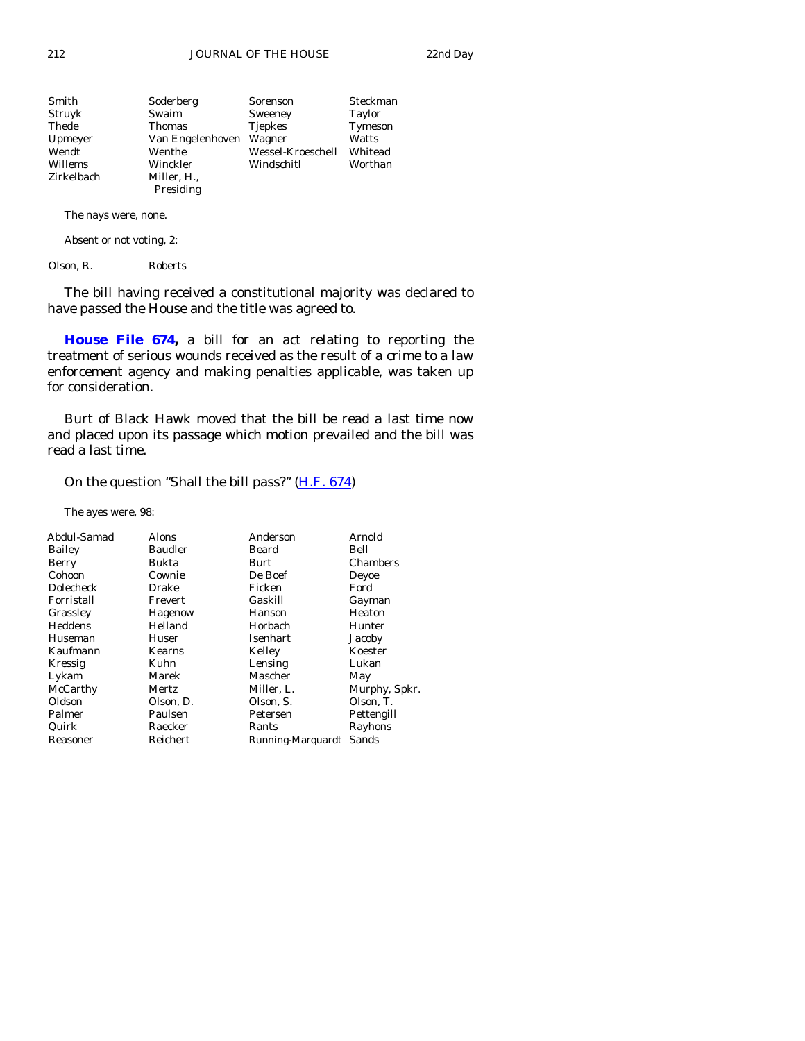| | | | |
|---|---|---|---|
| Smith | Soderberg | Sorenson | Steckman |
| Struyk | Swaim | Sweeney | Taylor |
| Thede | Thomas | Tjepkes | Tymeson |
| Upmeyer | Van Engelenhoven | Wagner | Watts |
| Wendt | Wenthe | Wessel-Kroeschell | Whitead |
| Willems | Winckler | Windschitl | Worthan |
| Zirkelbach | Miller, H., Presiding | | |

The nays were, none.

Absent or not voting, 2:

| | |
|---|---|
| Olson, R. | Roberts |

The bill having received a constitutional majority was declared to have passed the House and the title was agreed to.

**House File 674,** a bill for an act relating to reporting the treatment of serious wounds received as the result of a crime to a law enforcement agency and making penalties applicable, was taken up for consideration.

Burt of Black Hawk moved that the bill be read a last time now and placed upon its passage which motion prevailed and the bill was read a last time.

On the question "Shall the bill pass?" (H.F. 674)

The ayes were, 98:

| | | | |
|---|---|---|---|
| Abdul-Samad | Alons | Anderson | Arnold |
| Bailey | Baudler | Beard | Bell |
| Berry | Bukta | Burt | Chambers |
| Cohoon | Cownie | De Boef | Deyoe |
| Dolecheck | Drake | Ficken | Ford |
| Forristall | Frevert | Gaskill | Gayman |
| Grassley | Hagenow | Hanson | Heaton |
| Heddens | Helland | Horbach | Hunter |
| Huseman | Huser | Isenhart | Jacoby |
| Kaufmann | Kearns | Kelley | Koester |
| Kressig | Kuhn | Lensing | Lukan |
| Lykam | Marek | Mascher | May |
| McCarthy | Mertz | Miller, L. | Murphy, Spkr. |
| Oldson | Olson, D. | Olson, S. | Olson, T. |
| Palmer | Paulsen | Petersen | Pettengill |
| Quirk | Raecker | Rants | Rayhons |
| Reasoner | Reichert | Running-Marquardt | Sands |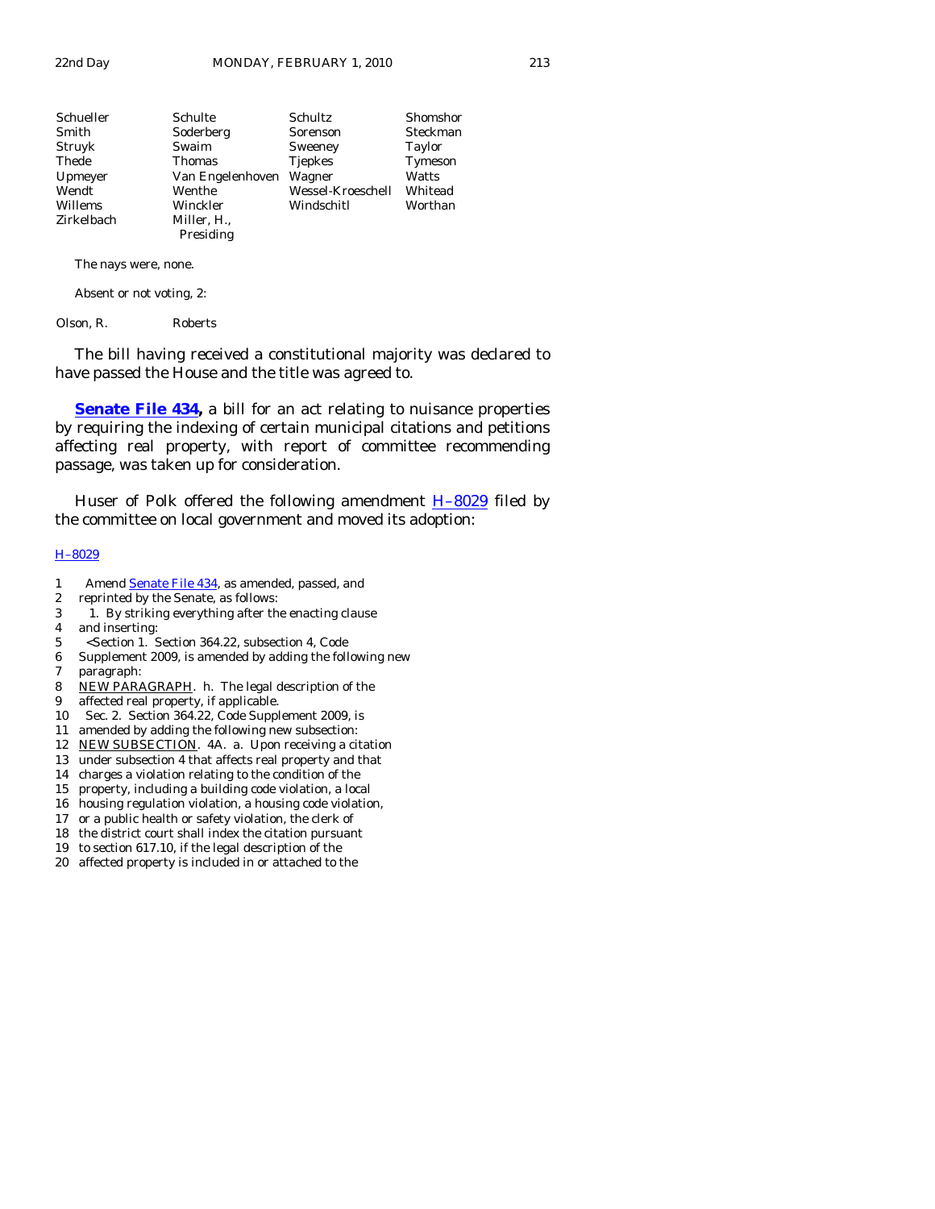| | | | |
|---|---|---|---|
| Schueller | Schulte | Schultz | Shomshor |
| Smith | Soderberg | Sorenson | Steckman |
| Struyk | Swaim | Sweeney | Taylor |
| Thede | Thomas | Tjepkes | Tymeson |
| Upmeyer | Van Engelenhoven | Wagner | Watts |
| Wendt | Wenthe | Wessel-Kroeschell | Whitead |
| Willems | Winckler | Windschitl | Worthan |
| Zirkelbach | Miller, H., Presiding | | |

The nays were, none.

Absent or not voting, 2:

| | |
|---|---|
| Olson, R. | Roberts |

The bill having received a constitutional majority was declared to have passed the House and the title was agreed to.

**Senate File 434,** a bill for an act relating to nuisance properties by requiring the indexing of certain municipal citations and petitions affecting real property, with report of committee recommending passage, was taken up for consideration.

Huser of Polk offered the following amendment H–8029 filed by the committee on local government and moved its adoption:

H–8029

1 Amend Senate File 434, as amended, passed, and
2 reprinted by the Senate, as follows:
3 1. By striking everything after the enacting clause
4 and inserting:
5 <Section 1. Section 364.22, subsection 4, Code
6 Supplement 2009, is amended by adding the following new
7 paragraph:
8 NEW PARAGRAPH. h. The legal description of the
9 affected real property, if applicable.
10 Sec. 2. Section 364.22, Code Supplement 2009, is
11 amended by adding the following new subsection:
12 NEW SUBSECTION. 4A. a. Upon receiving a citation
13 under subsection 4 that affects real property and that
14 charges a violation relating to the condition of the
15 property, including a building code violation, a local
16 housing regulation violation, a housing code violation,
17 or a public health or safety violation, the clerk of
18 the district court shall index the citation pursuant
19 to section 617.10, if the legal description of the
20 affected property is included in or attached to the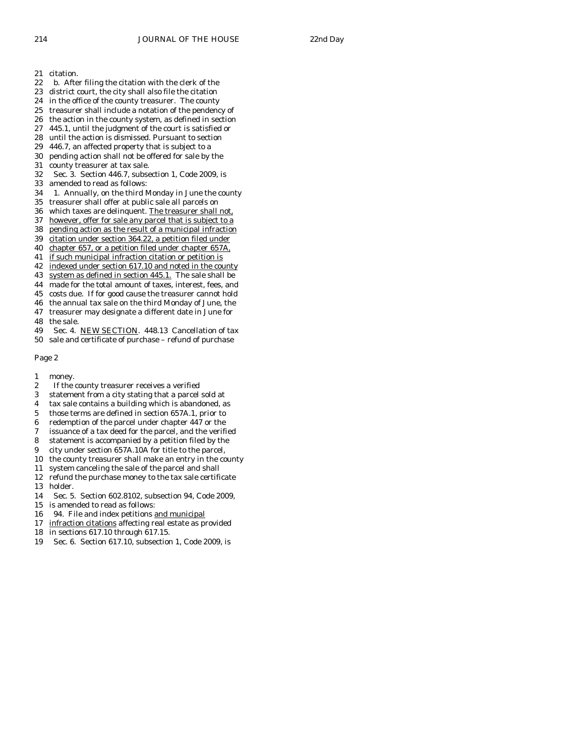21 citation.
22 b. After filing the citation with the clerk of the
23 district court, the city shall also file the citation
24 in the office of the county treasurer. The county
25 treasurer shall include a notation of the pendency of
26 the action in the county system, as defined in section
27 445.1, until the judgment of the court is satisfied or
28 until the action is dismissed. Pursuant to section
29 446.7, an affected property that is subject to a
30 pending action shall not be offered for sale by the
31 county treasurer at tax sale.
32 Sec. 3. Section 446.7, subsection 1, Code 2009, is
33 amended to read as follows:
34 1. Annually, on the third Monday in June the county
35 treasurer shall offer at public sale all parcels on
36 which taxes are delinquent. <u>The treasurer shall not,</u>
37 <u>however, offer for sale any parcel that is subject to a</u>
38 <u>pending action as the result of a municipal infraction</u>
39 <u>citation under section 364.22, a petition filed under</u>
40 <u>chapter 657, or a petition filed under chapter 657A,</u>
41 <u>if such municipal infraction citation or petition is</u>
42 <u>indexed under section 617.10 and noted in the county</u>
43 <u>system as defined in section 445.1.</u> The sale shall be
44 made for the total amount of taxes, interest, fees, and
45 costs due. If for good cause the treasurer cannot hold
46 the annual tax sale on the third Monday of June, the
47 treasurer may designate a different date in June for
48 the sale.
49 Sec. 4. <u>NEW SECTION</u>. 448.13 Cancellation of tax
50 sale and certificate of purchase – refund of purchase

Page 2

1 money.
2 If the county treasurer receives a verified
3 statement from a city stating that a parcel sold at
4 tax sale contains a building which is abandoned, as
5 those terms are defined in section 657A.1, prior to
6 redemption of the parcel under chapter 447 or the
7 issuance of a tax deed for the parcel, and the verified
8 statement is accompanied by a petition filed by the
9 city under section 657A.10A for title to the parcel,
10 the county treasurer shall make an entry in the county
11 system canceling the sale of the parcel and shall
12 refund the purchase money to the tax sale certificate
13 holder.
14 Sec. 5. Section 602.8102, subsection 94, Code 2009,
15 is amended to read as follows:
16 94. File and index petitions <u>and municipal</u>
17 <u>infraction citations</u> affecting real estate as provided
18 in sections 617.10 through 617.15.
19 Sec. 6. Section 617.10, subsection 1, Code 2009, is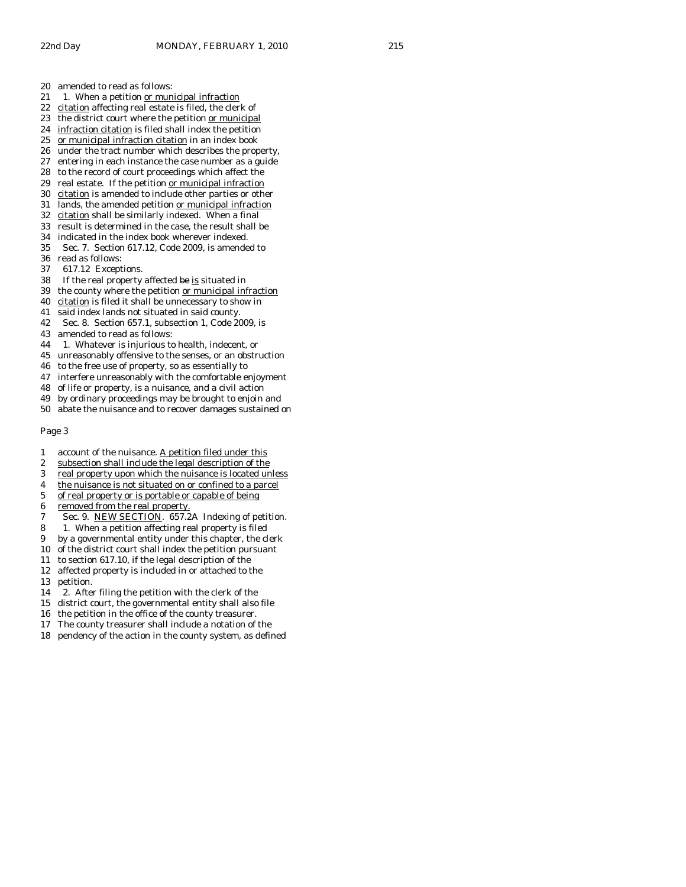20 amended to read as follows:
21 1. When a petition <u>or municipal infraction</u>
22 <u>citation</u> affecting real estate is filed, the clerk of
23 the district court where the petition <u>or municipal</u>
24 <u>infraction citation</u> is filed shall index the petition
25 <u>or municipal infraction citation</u> in an index book
26 under the tract number which describes the property,
27 entering in each instance the case number as a guide
28 to the record of court proceedings which affect the
29 real estate. If the petition <u>or municipal infraction</u>
30 <u>citation</u> is amended to include other parties or other
31 lands, the amended petition <u>or municipal infraction</u>
32 <u>citation</u> shall be similarly indexed. When a final
33 result is determined in the case, the result shall be
34 indicated in the index book wherever indexed.
35 Sec. 7. Section 617.12, Code 2009, is amended to
36 read as follows:
37 617.12 Exceptions.
38 If the real property affected ~~be~~ <u>is</u> situated in
39 the county where the petition <u>or municipal infraction</u>
40 <u>citation</u> is filed it shall be unnecessary to show in
41 said index lands not situated in said county.
42 Sec. 8. Section 657.1, subsection 1, Code 2009, is
43 amended to read as follows:
44 1. Whatever is injurious to health, indecent, or
45 unreasonably offensive to the senses, or an obstruction
46 to the free use of property, so as essentially to
47 interfere unreasonably with the comfortable enjoyment
48 of life or property, is a nuisance, and a civil action
49 by ordinary proceedings may be brought to enjoin and
50 abate the nuisance and to recover damages sustained on

Page 3

1 account of the nuisance. <u>A petition filed under this</u>
2 <u>subsection shall include the legal description of the</u>
3 <u>real property upon which the nuisance is located unless</u>
4 <u>the nuisance is not situated on or confined to a parcel</u>
5 <u>of real property or is portable or capable of being</u>
6 <u>removed from the real property.</u>
7 Sec. 9. <u>NEW SECTION</u>. 657.2A Indexing of petition.
8 1. When a petition affecting real property is filed
9 by a governmental entity under this chapter, the clerk
10 of the district court shall index the petition pursuant
11 to section 617.10, if the legal description of the
12 affected property is included in or attached to the
13 petition.
14 2. After filing the petition with the clerk of the
15 district court, the governmental entity shall also file
16 the petition in the office of the county treasurer.
17 The county treasurer shall include a notation of the
18 pendency of the action in the county system, as defined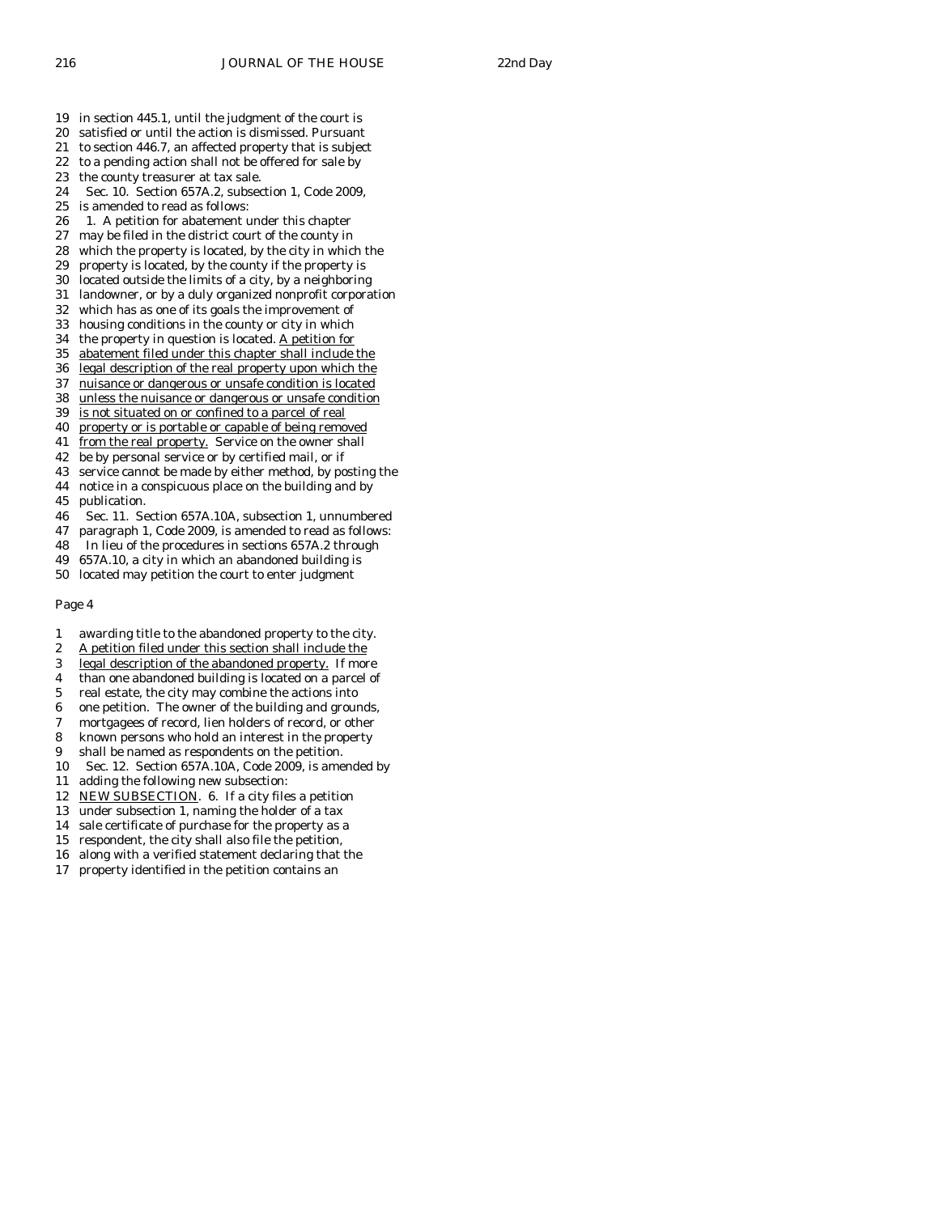19 in section 445.1, until the judgment of the court is
20 satisfied or until the action is dismissed. Pursuant
21 to section 446.7, an affected property that is subject
22 to a pending action shall not be offered for sale by
23 the county treasurer at tax sale.
24 Sec. 10. Section 657A.2, subsection 1, Code 2009,
25 is amended to read as follows:
26 1. A petition for abatement under this chapter
27 may be filed in the district court of the county in
28 which the property is located, by the city in which the
29 property is located, by the county if the property is
30 located outside the limits of a city, by a neighboring
31 landowner, or by a duly organized nonprofit corporation
32 which has as one of its goals the improvement of
33 housing conditions in the county or city in which
34 the property in question is located. <u>A petition for</u>
35 <u>abatement filed under this chapter shall include the</u>
36 <u>legal description of the real property upon which the</u>
37 <u>nuisance or dangerous or unsafe condition is located</u>
38 <u>unless the nuisance or dangerous or unsafe condition</u>
39 <u>is not situated on or confined to a parcel of real</u>
40 <u>property or is portable or capable of being removed</u>
41 <u>from the real property.</u> Service on the owner shall
42 be by personal service or by certified mail, or if
43 service cannot be made by either method, by posting the
44 notice in a conspicuous place on the building and by
45 publication.
46 Sec. 11. Section 657A.10A, subsection 1, unnumbered
47 paragraph 1, Code 2009, is amended to read as follows:
48 In lieu of the procedures in sections 657A.2 through
49 657A.10, a city in which an abandoned building is
50 located may petition the court to enter judgment

Page 4

1 awarding title to the abandoned property to the city.
2 <u>A petition filed under this section shall include the</u>
3 <u>legal description of the abandoned property.</u> If more
4 than one abandoned building is located on a parcel of
5 real estate, the city may combine the actions into
6 one petition. The owner of the building and grounds,
7 mortgagees of record, lien holders of record, or other
8 known persons who hold an interest in the property
9 shall be named as respondents on the petition.
10 Sec. 12. Section 657A.10A, Code 2009, is amended by
11 adding the following new subsection:
12 <u>NEW SUBSECTION</u>. 6. If a city files a petition
13 under subsection 1, naming the holder of a tax
14 sale certificate of purchase for the property as a
15 respondent, the city shall also file the petition,
16 along with a verified statement declaring that the
17 property identified in the petition contains an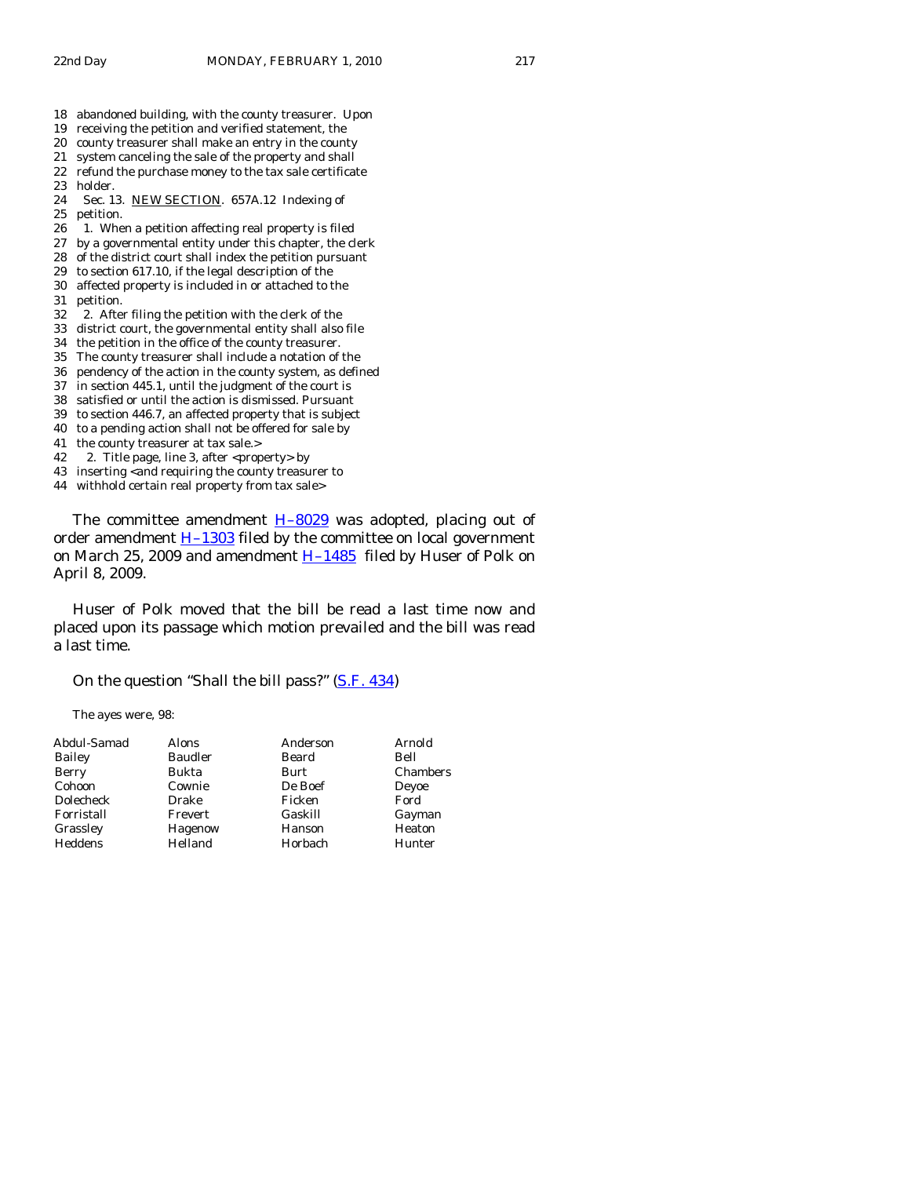18 abandoned building, with the county treasurer. Upon
19 receiving the petition and verified statement, the
20 county treasurer shall make an entry in the county
21 system canceling the sale of the property and shall
22 refund the purchase money to the tax sale certificate
23 holder.
24 Sec. 13. NEW SECTION. 657A.12 Indexing of
25 petition.
26 1. When a petition affecting real property is filed
27 by a governmental entity under this chapter, the clerk
28 of the district court shall index the petition pursuant
29 to section 617.10, if the legal description of the
30 affected property is included in or attached to the
31 petition.
32 2. After filing the petition with the clerk of the
33 district court, the governmental entity shall also file
34 the petition in the office of the county treasurer.
35 The county treasurer shall include a notation of the
36 pendency of the action in the county system, as defined
37 in section 445.1, until the judgment of the court is
38 satisfied or until the action is dismissed. Pursuant
39 to section 446.7, an affected property that is subject
40 to a pending action shall not be offered for sale by
41 the county treasurer at tax sale.>
42 2. Title page, line 3, after <property> by
43 inserting <and requiring the county treasurer to
44 withhold certain real property from tax sale>

The committee amendment H–8029 was adopted, placing out of order amendment H–1303 filed by the committee on local government on March 25, 2009 and amendment H–1485 filed by Huser of Polk on April 8, 2009.

Huser of Polk moved that the bill be read a last time now and placed upon its passage which motion prevailed and the bill was read a last time.

On the question "Shall the bill pass?" (S.F. 434)

The ayes were, 98:

| | | | |
|---|---|---|---|
| Abdul-Samad | Alons | Anderson | Arnold |
| Bailey | Baudler | Beard | Bell |
| Berry | Bukta | Burt | Chambers |
| Cohoon | Cownie | De Boef | Deyoe |
| Dolecheck | Drake | Ficken | Ford |
| Forristall | Frevert | Gaskill | Gayman |
| Grassley | Hagenow | Hanson | Heaton |
| Heddens | Helland | Horbach | Hunter |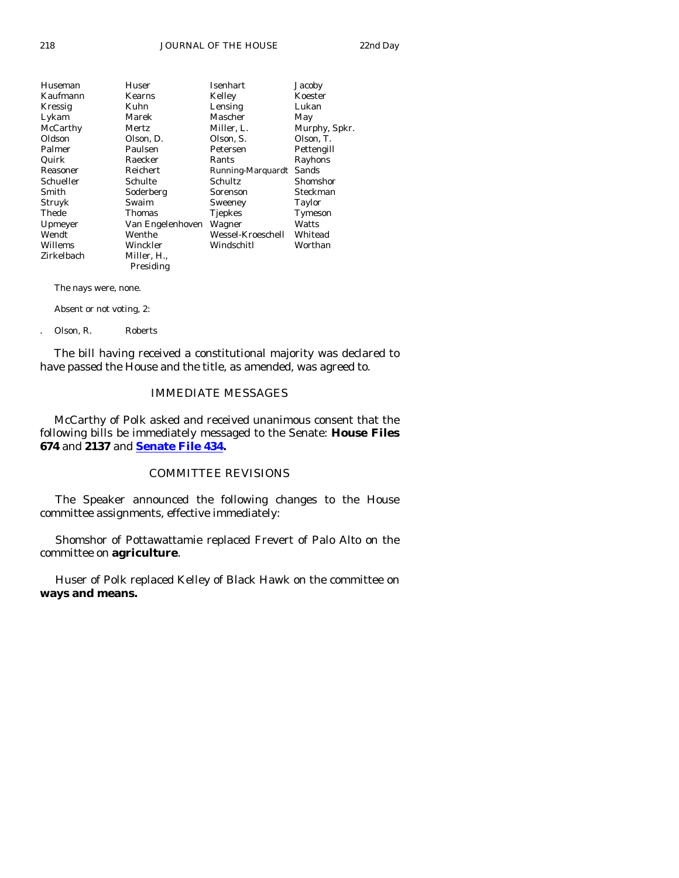| | | | |
|---|---|---|---|
| Huseman | Huser | Isenhart | Jacoby |
| Kaufmann | Kearns | Kelley | Koester |
| Kressig | Kuhn | Lensing | Lukan |
| Lykam | Marek | Mascher | May |
| McCarthy | Mertz | Miller, L. | Murphy, Spkr. |
| Oldson | Olson, D. | Olson, S. | Olson, T. |
| Palmer | Paulsen | Petersen | Pettengill |
| Quirk | Raecker | Rants | Rayhons |
| Reasoner | Reichert | Running-Marquardt | Sands |
| Schueller | Schulte | Schultz | Shomshor |
| Smith | Soderberg | Sorenson | Steckman |
| Struyk | Swaim | Sweeney | Taylor |
| Thede | Thomas | Tjepkes | Tymeson |
| Upmeyer | Van Engelenhoven | Wagner | Watts |
| Wendt | Wenthe | Wessel-Kroeschell | Whitead |
| Willems | Winckler | Windschitl | Worthan |
| Zirkelbach | Miller, H., Presiding | | |

The nays were, none.

Absent or not voting, 2:

| | |
|---|---|
| Olson, R. | Roberts |

The bill having received a constitutional majority was declared to have passed the House and the title, as amended, was agreed to.

## IMMEDIATE MESSAGES

McCarthy of Polk asked and received unanimous consent that the following bills be immediately messaged to the Senate: **House Files 674** and **2137** and **Senate File 434.**

## COMMITTEE REVISIONS

The Speaker announced the following changes to the House committee assignments, effective immediately:

Shomshor of Pottawattamie replaced Frevert of Palo Alto on the committee on **agriculture**.

Huser of Polk replaced Kelley of Black Hawk on the committee on **ways and means.**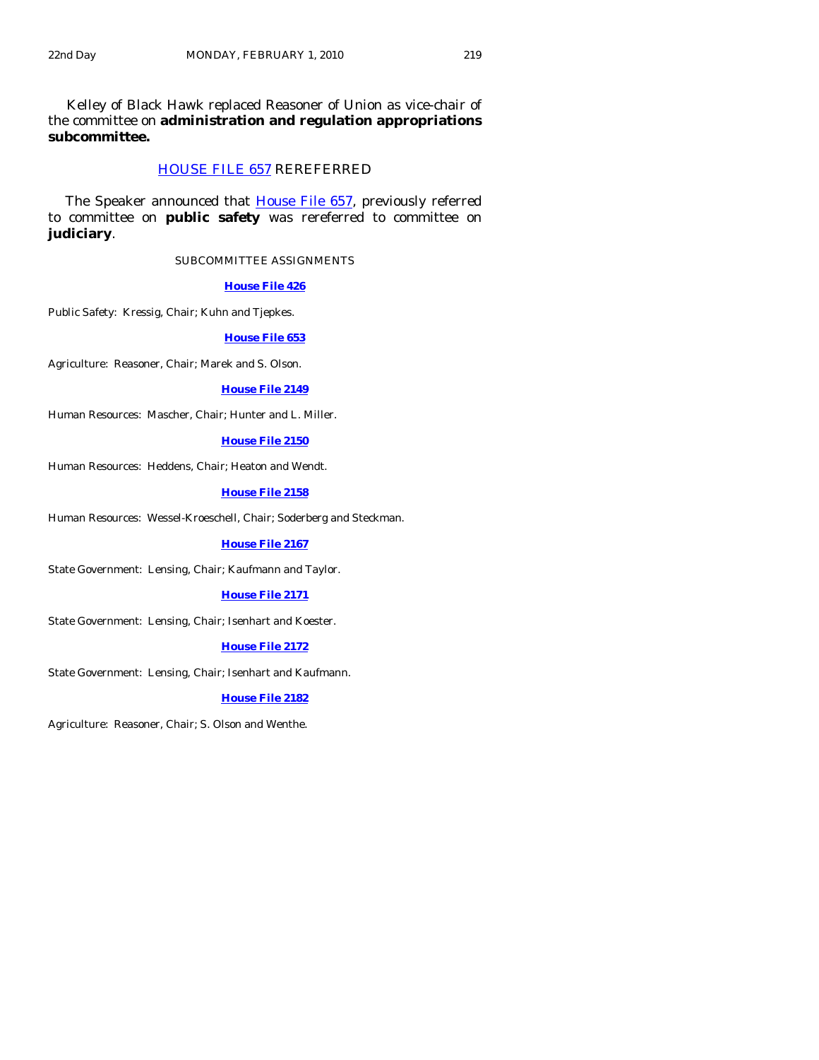Kelley of Black Hawk replaced Reasoner of Union as vice-chair of the committee on **administration and regulation appropriations subcommittee.**

## HOUSE FILE 657 REREFERRED

The Speaker announced that House File 657, previously referred to committee on **public safety** was rereferred to committee on **judiciary**.

### SUBCOMMITTEE ASSIGNMENTS

**House File 426**

Public Safety: Kressig, Chair; Kuhn and Tjepkes.

**House File 653**

Agriculture: Reasoner, Chair; Marek and S. Olson.

**House File 2149**

Human Resources: Mascher, Chair; Hunter and L. Miller.

**House File 2150**

Human Resources: Heddens, Chair; Heaton and Wendt.

**House File 2158**

Human Resources: Wessel-Kroeschell, Chair; Soderberg and Steckman.

**House File 2167**

State Government: Lensing, Chair; Kaufmann and Taylor.

**House File 2171**

State Government: Lensing, Chair; Isenhart and Koester.

**House File 2172**

State Government: Lensing, Chair; Isenhart and Kaufmann.

**House File 2182**

Agriculture: Reasoner, Chair; S. Olson and Wenthe.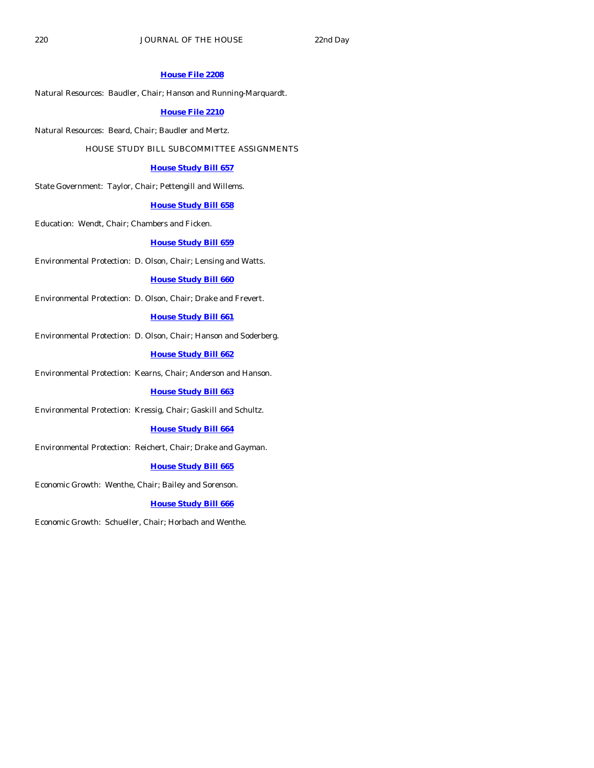**House File 2208**

Natural Resources: Baudler, Chair; Hanson and Running-Marquardt.

**House File 2210**

Natural Resources: Beard, Chair; Baudler and Mertz.

HOUSE STUDY BILL SUBCOMMITTEE ASSIGNMENTS

**House Study Bill 657**

State Government: Taylor, Chair; Pettengill and Willems.

**House Study Bill 658**

Education: Wendt, Chair; Chambers and Ficken.

**House Study Bill 659**

Environmental Protection: D. Olson, Chair; Lensing and Watts.

**House Study Bill 660**

Environmental Protection: D. Olson, Chair; Drake and Frevert.

**House Study Bill 661**

Environmental Protection: D. Olson, Chair; Hanson and Soderberg.

**House Study Bill 662**

Environmental Protection: Kearns, Chair; Anderson and Hanson.

**House Study Bill 663**

Environmental Protection: Kressig, Chair; Gaskill and Schultz.

**House Study Bill 664**

Environmental Protection: Reichert, Chair; Drake and Gayman.

**House Study Bill 665**

Economic Growth: Wenthe, Chair; Bailey and Sorenson.

**House Study Bill 666**

Economic Growth: Schueller, Chair; Horbach and Wenthe.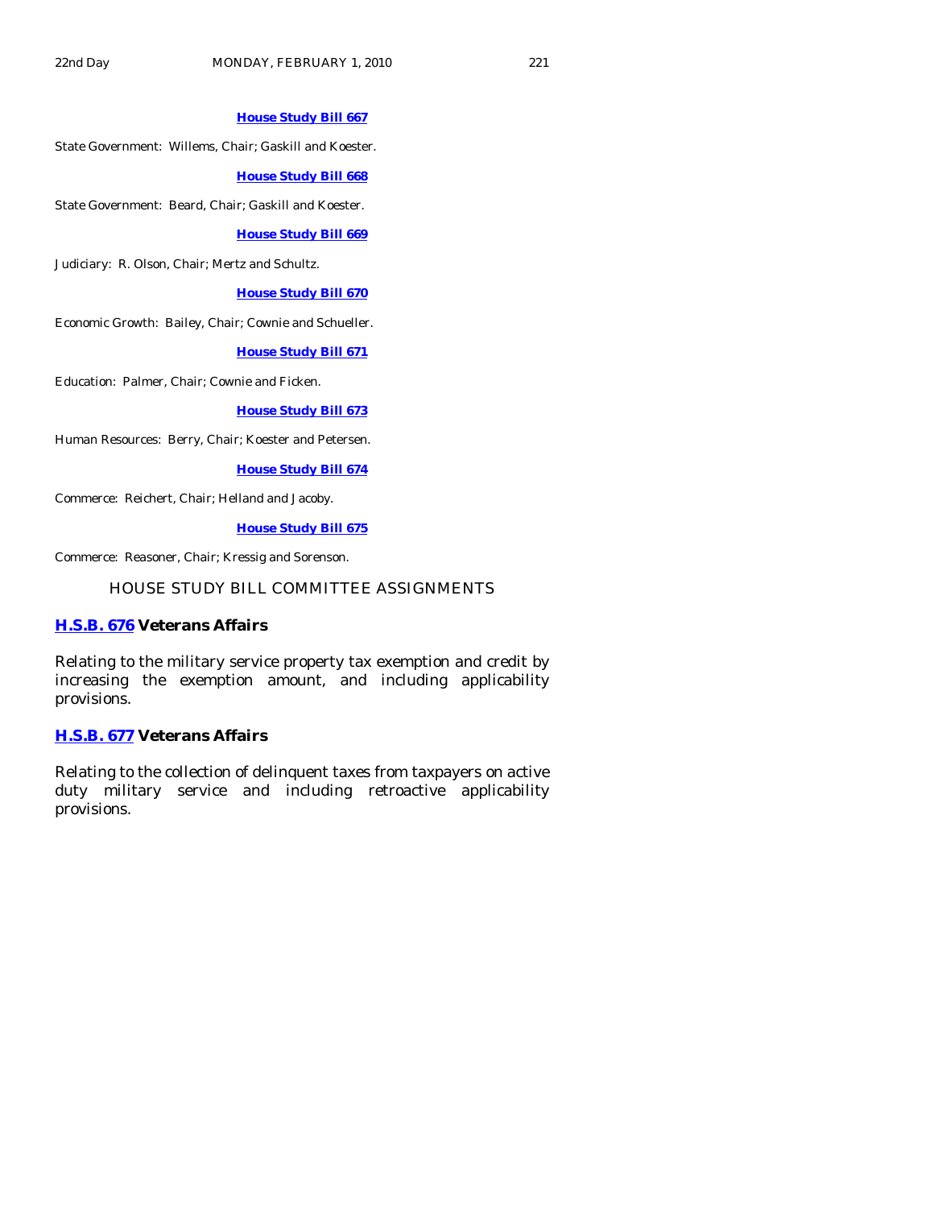**House Study Bill 667**

State Government: Willems, Chair; Gaskill and Koester.

**House Study Bill 668**

State Government: Beard, Chair; Gaskill and Koester.

**House Study Bill 669**

Judiciary: R. Olson, Chair; Mertz and Schultz.

**House Study Bill 670**

Economic Growth: Bailey, Chair; Cownie and Schueller.

**House Study Bill 671**

Education: Palmer, Chair; Cownie and Ficken.

**House Study Bill 673**

Human Resources: Berry, Chair; Koester and Petersen.

**House Study Bill 674**

Commerce: Reichert, Chair; Helland and Jacoby.

**House Study Bill 675**

Commerce: Reasoner, Chair; Kressig and Sorenson.

## HOUSE STUDY BILL COMMITTEE ASSIGNMENTS

**H.S.B. 676 Veterans Affairs**

Relating to the military service property tax exemption and credit by increasing the exemption amount, and including applicability provisions.

**H.S.B. 677 Veterans Affairs**

Relating to the collection of delinquent taxes from taxpayers on active duty military service and including retroactive applicability provisions.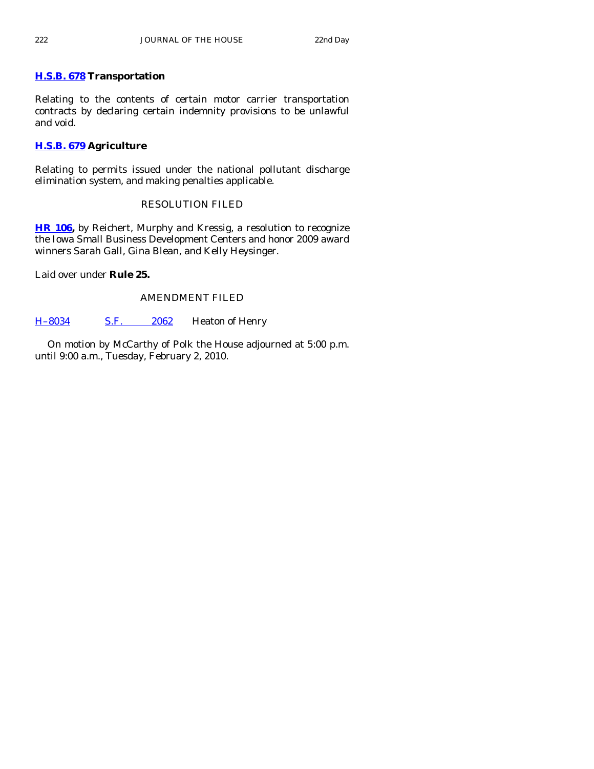**H.S.B. 678 Transportation**

Relating to the contents of certain motor carrier transportation contracts by declaring certain indemnity provisions to be unlawful and void.

**H.S.B. 679 Agriculture**

Relating to permits issued under the national pollutant discharge elimination system, and making penalties applicable.

RESOLUTION FILED

**HR 106,** by Reichert, Murphy and Kressig, a resolution to recognize the Iowa Small Business Development Centers and honor 2009 award winners Sarah Gall, Gina Blean, and Kelly Heysinger.

Laid over under **Rule 25.**

AMENDMENT FILED

| | | |
|---|---|---|
| H–8034 | S.F. 2062 | Heaton of Henry |

On motion by McCarthy of Polk the House adjourned at 5:00 p.m. until 9:00 a.m., Tuesday, February 2, 2010.